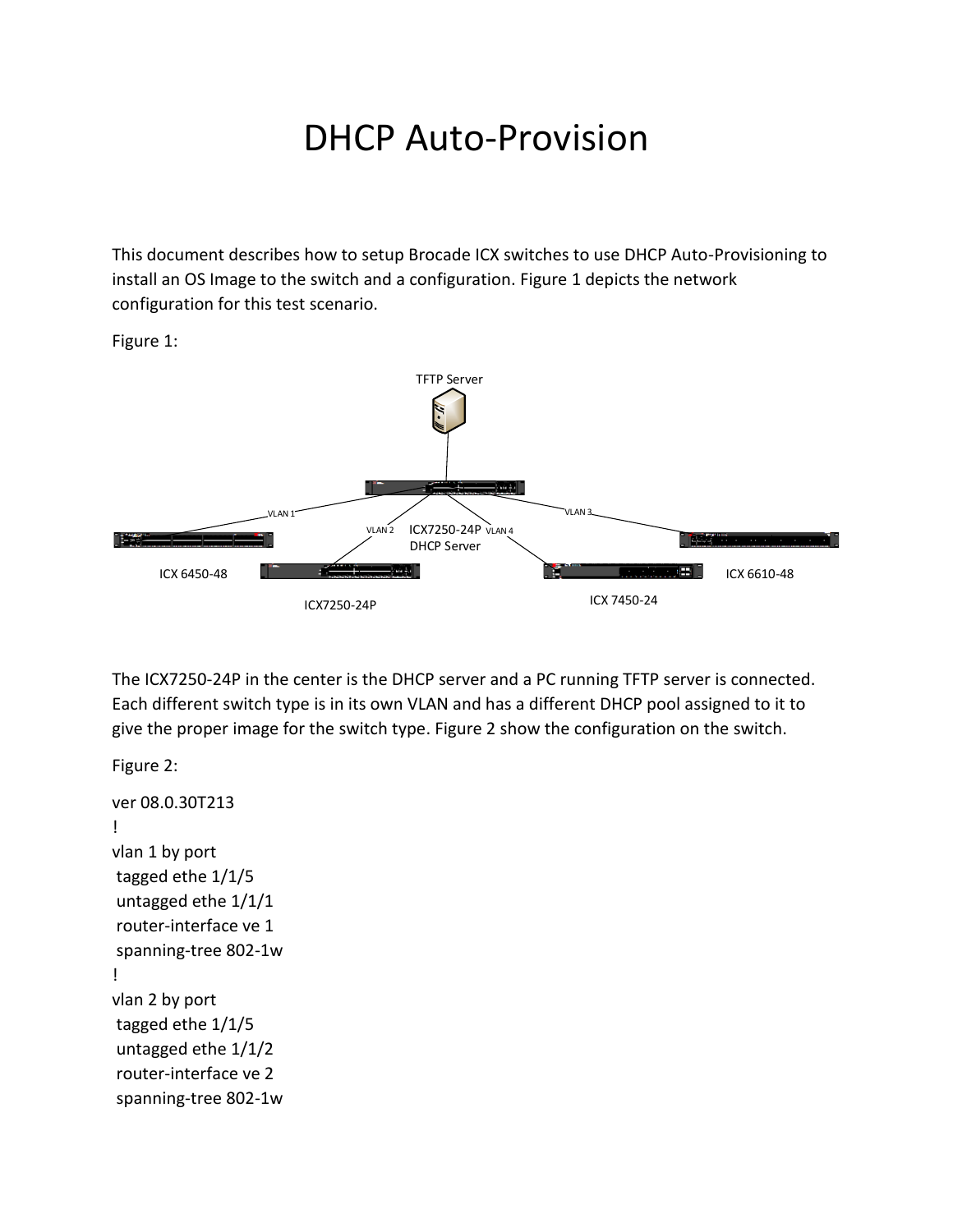# DHCP Auto-Provision

This document describes how to setup Brocade ICX switches to use DHCP Auto-Provisioning to install an OS Image to the switch and a configuration. Figure 1 depicts the network configuration for this test scenario.

Figure 1:

TFTP Server

VLAN 1 VLAN 2 ICX7250-24P DHCP Server VLAN 4 VLAN 3

ICX 6450-48 ICX7250-24P ICX 7450-24 ICX 6610-48

The ICX7250-24P in the center is the DHCP server and a PC running TFTP server is connected. Each different switch type is in its own VLAN and has a different DHCP pool assigned to it to give the proper image for the switch type. Figure 2 show the configuration on the switch.

Figure 2:

```
ver 08.0.30T213
!
vlan 1 by port
 tagged ethe 1/1/5
 untagged ethe 1/1/1
 router-interface ve 1
 spanning-tree 802-1w
!
vlan 2 by port
 tagged ethe 1/1/5
 untagged ethe 1/1/2
 router-interface ve 2
 spanning-tree 802-1w
```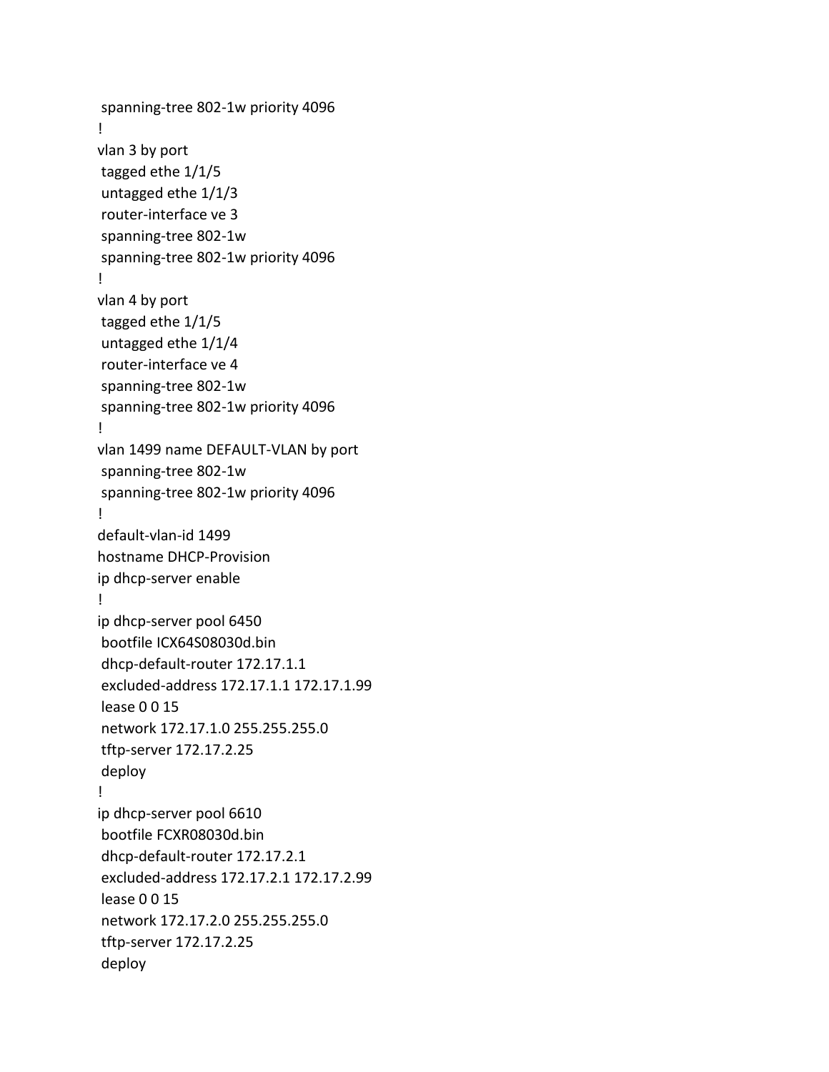```
 spanning-tree 802-1w priority 4096
!
vlan 3 by port
 tagged ethe 1/1/5
 untagged ethe 1/1/3
 router-interface ve 3
 spanning-tree 802-1w
 spanning-tree 802-1w priority 4096
!
vlan 4 by port
 tagged ethe 1/1/5
 untagged ethe 1/1/4
 router-interface ve 4
 spanning-tree 802-1w
 spanning-tree 802-1w priority 4096
!
vlan 1499 name DEFAULT-VLAN by port
 spanning-tree 802-1w
 spanning-tree 802-1w priority 4096
!
default-vlan-id 1499
hostname DHCP-Provision
ip dhcp-server enable
!
ip dhcp-server pool 6450
 bootfile ICX64S08030d.bin
 dhcp-default-router 172.17.1.1
 excluded-address 172.17.1.1 172.17.1.99
 lease 0 0 15
 network 172.17.1.0 255.255.255.0
 tftp-server 172.17.2.25
 deploy
!
ip dhcp-server pool 6610
 bootfile FCXR08030d.bin
 dhcp-default-router 172.17.2.1
 excluded-address 172.17.2.1 172.17.2.99
 lease 0 0 15
 network 172.17.2.0 255.255.255.0
 tftp-server 172.17.2.25
 deploy
```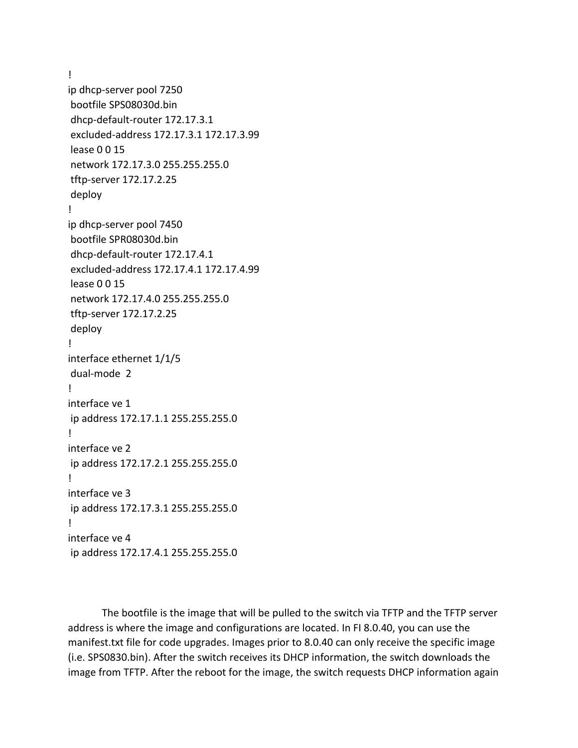```
!
ip dhcp-server pool 7250
 bootfile SPS08030d.bin
 dhcp-default-router 172.17.3.1
 excluded-address 172.17.3.1 172.17.3.99
 lease 0 0 15
 network 172.17.3.0 255.255.255.0
 tftp-server 172.17.2.25
 deploy
!
ip dhcp-server pool 7450
 bootfile SPR08030d.bin
 dhcp-default-router 172.17.4.1
 excluded-address 172.17.4.1 172.17.4.99
 lease 0 0 15
 network 172.17.4.0 255.255.255.0
 tftp-server 172.17.2.25
 deploy
!
interface ethernet 1/1/5
 dual-mode  2
!
interface ve 1
 ip address 172.17.1.1 255.255.255.0
!
interface ve 2
 ip address 172.17.2.1 255.255.255.0
!
interface ve 3
 ip address 172.17.3.1 255.255.255.0
!
interface ve 4
 ip address 172.17.4.1 255.255.255.0
```

The bootfile is the image that will be pulled to the switch via TFTP and the TFTP server address is where the image and configurations are located. In FI 8.0.40, you can use the manifest.txt file for code upgrades. Images prior to 8.0.40 can only receive the specific image (i.e. SPS0830.bin). After the switch receives its DHCP information, the switch downloads the image from TFTP. After the reboot for the image, the switch requests DHCP information again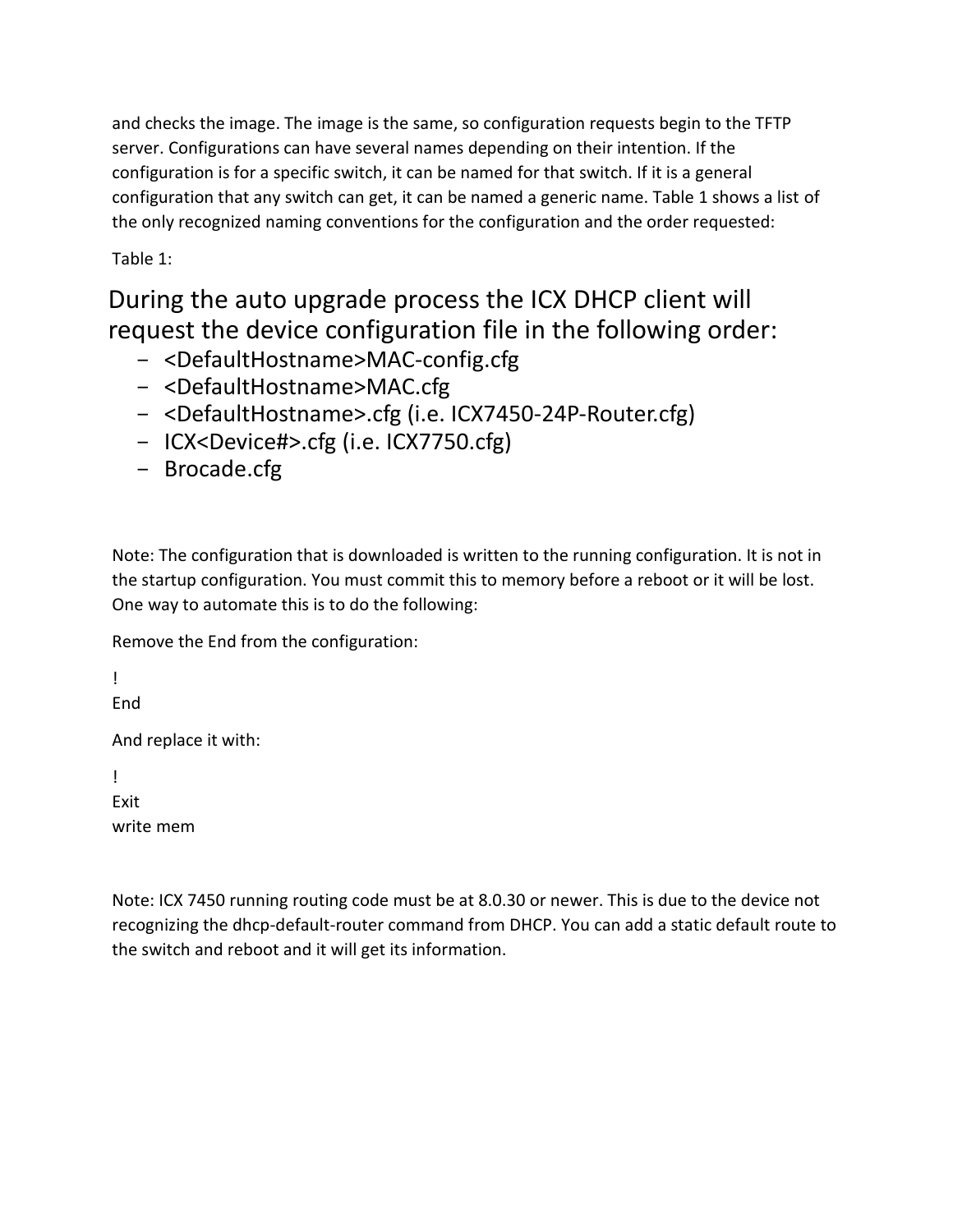and checks the image. The image is the same, so configuration requests begin to the TFTP server. Configurations can have several names depending on their intention. If the configuration is for a specific switch, it can be named for that switch. If it is a general configuration that any switch can get, it can be named a generic name. Table 1 shows a list of the only recognized naming conventions for the configuration and the order requested:

Table 1:

During the auto upgrade process the ICX DHCP client will request the device configuration file in the following order:

- <DefaultHostname>MAC-config.cfg
- <DefaultHostname>MAC.cfg
- <DefaultHostname>.cfg (i.e. ICX7450-24P-Router.cfg)
- ICX<Device#>.cfg (i.e. ICX7750.cfg)
- Brocade.cfg

Note: The configuration that is downloaded is written to the running configuration. It is not in the startup configuration. You must commit this to memory before a reboot or it will be lost. One way to automate this is to do the following:

Remove the End from the configuration:

```
!
End
```

And replace it with:

```
!
Exit
write mem
```

Note: ICX 7450 running routing code must be at 8.0.30 or newer. This is due to the device not recognizing the dhcp-default-router command from DHCP. You can add a static default route to the switch and reboot and it will get its information.